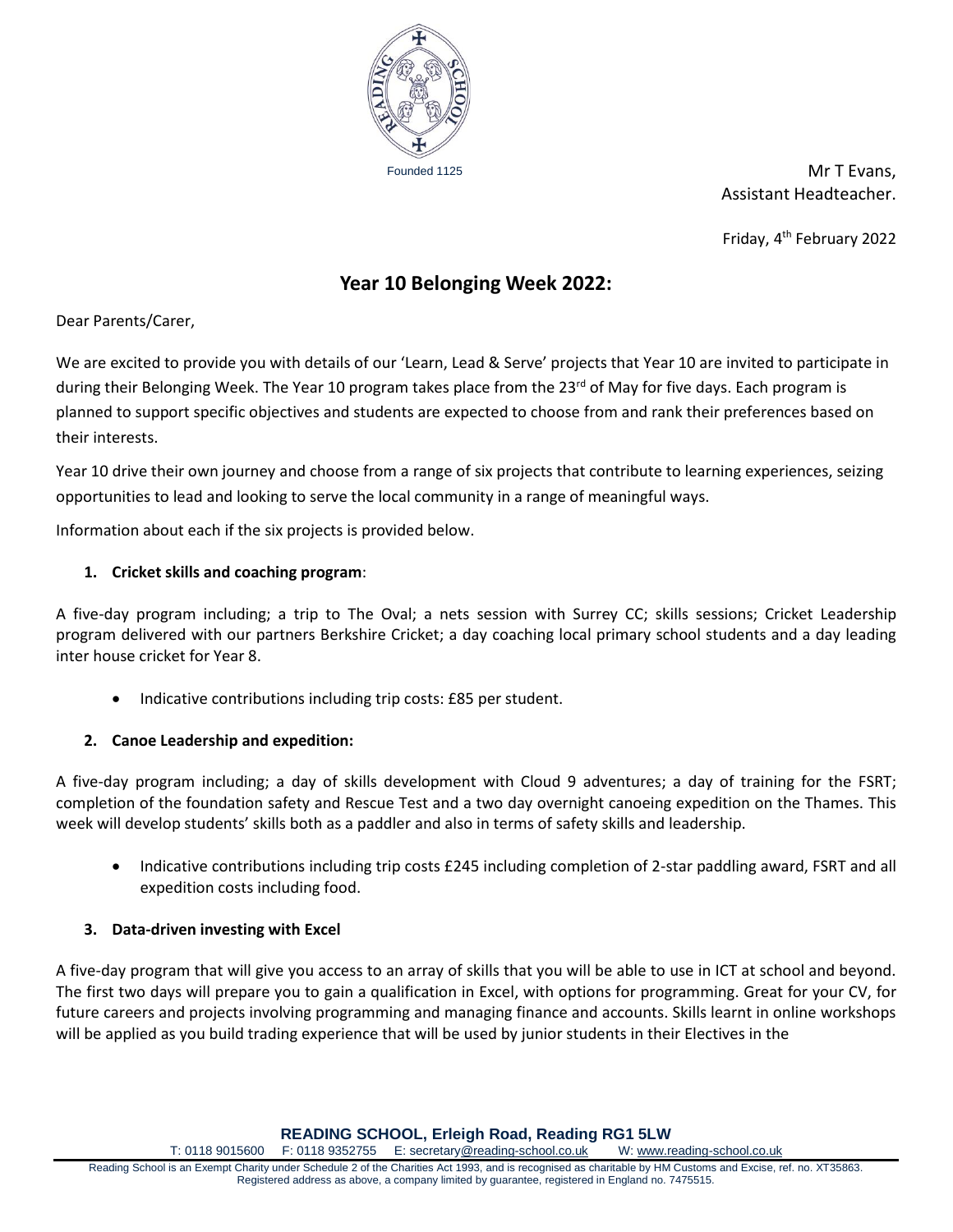Founded 1125

Mr T Evans,
Assistant Headteacher.

Friday, 4th February 2022

# Year 10 Belonging Week 2022:

Dear Parents/Carer,

We are excited to provide you with details of our 'Learn, Lead & Serve' projects that Year 10 are invited to participate in during their Belonging Week. The Year 10 program takes place from the 23rd of May for five days. Each program is planned to support specific objectives and students are expected to choose from and rank their preferences based on their interests.

Year 10 drive their own journey and choose from a range of six projects that contribute to learning experiences, seizing opportunities to lead and looking to serve the local community in a range of meaningful ways.

Information about each if the six projects is provided below.

1. **Cricket skills and coaching program**:

A five-day program including; a trip to The Oval; a nets session with Surrey CC; skills sessions; Cricket Leadership program delivered with our partners Berkshire Cricket; a day coaching local primary school students and a day leading inter house cricket for Year 8.

- Indicative contributions including trip costs: £85 per student.

2. **Canoe Leadership and expedition:**

A five-day program including; a day of skills development with Cloud 9 adventures; a day of training for the FSRT; completion of the foundation safety and Rescue Test and a two day overnight canoeing expedition on the Thames. This week will develop students' skills both as a paddler and also in terms of safety skills and leadership.

- Indicative contributions including trip costs £245 including completion of 2-star paddling award, FSRT and all expedition costs including food.

3. **Data-driven investing with Excel**

A five-day program that will give you access to an array of skills that you will be able to use in ICT at school and beyond. The first two days will prepare you to gain a qualification in Excel, with options for programming. Great for your CV, for future careers and projects involving programming and managing finance and accounts. Skills learnt in online workshops will be applied as you build trading experience that will be used by junior students in their Electives in the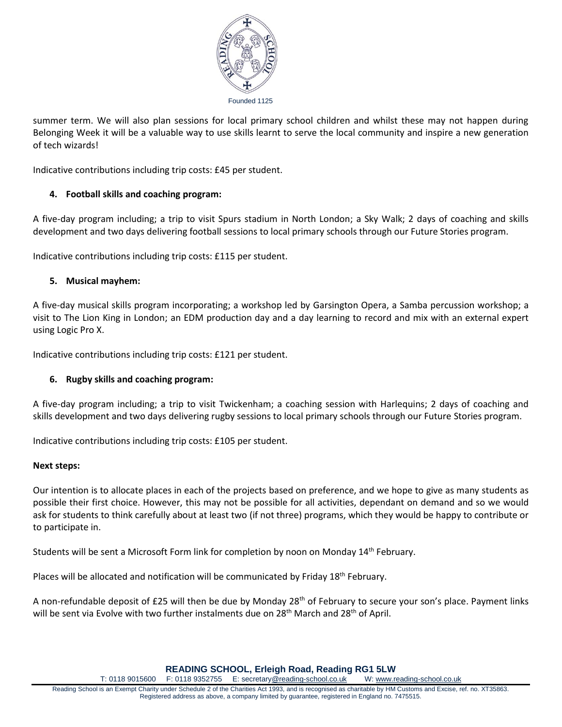summer term. We will also plan sessions for local primary school children and whilst these may not happen during Belonging Week it will be a valuable way to use skills learnt to serve the local community and inspire a new generation of tech wizards!

Indicative contributions including trip costs: £45 per student.

4. **Football skills and coaching program:**

A five-day program including; a trip to visit Spurs stadium in North London; a Sky Walk; 2 days of coaching and skills development and two days delivering football sessions to local primary schools through our Future Stories program.

Indicative contributions including trip costs: £115 per student.

5. **Musical mayhem:**

A five-day musical skills program incorporating; a workshop led by Garsington Opera, a Samba percussion workshop; a visit to The Lion King in London; an EDM production day and a day learning to record and mix with an external expert using Logic Pro X.

Indicative contributions including trip costs: £121 per student.

6. **Rugby skills and coaching program:**

A five-day program including; a trip to visit Twickenham; a coaching session with Harlequins; 2 days of coaching and skills development and two days delivering rugby sessions to local primary schools through our Future Stories program.

Indicative contributions including trip costs: £105 per student.

**Next steps:**

Our intention is to allocate places in each of the projects based on preference, and we hope to give as many students as possible their first choice. However, this may not be possible for all activities, dependant on demand and so we would ask for students to think carefully about at least two (if not three) programs, which they would be happy to contribute or to participate in.

Students will be sent a Microsoft Form link for completion by noon on Monday 14th February.

Places will be allocated and notification will be communicated by Friday 18th February.

A non-refundable deposit of £25 will then be due by Monday 28th of February to secure your son's place. Payment links will be sent via Evolve with two further instalments due on 28th March and 28th of April.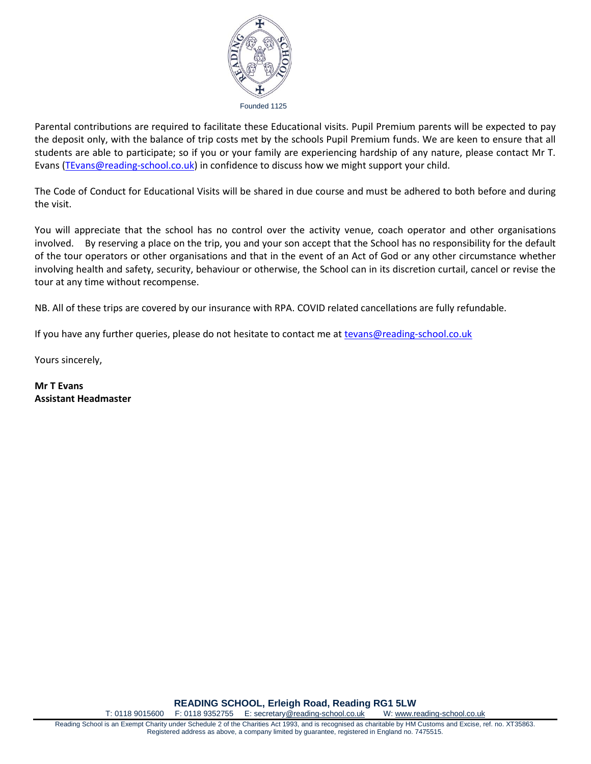Founded 1125

Parental contributions are required to facilitate these Educational visits. Pupil Premium parents will be expected to pay the deposit only, with the balance of trip costs met by the schools Pupil Premium funds. We are keen to ensure that all students are able to participate; so if you or your family are experiencing hardship of any nature, please contact Mr T. Evans (TEvans@reading-school.co.uk) in confidence to discuss how we might support your child.

The Code of Conduct for Educational Visits will be shared in due course and must be adhered to both before and during the visit.

You will appreciate that the school has no control over the activity venue, coach operator and other organisations involved. By reserving a place on the trip, you and your son accept that the School has no responsibility for the default of the tour operators or other organisations and that in the event of an Act of God or any other circumstance whether involving health and safety, security, behaviour or otherwise, the School can in its discretion curtail, cancel or revise the tour at any time without recompense.

NB. All of these trips are covered by our insurance with RPA. COVID related cancellations are fully refundable.

If you have any further queries, please do not hesitate to contact me at tevans@reading-school.co.uk

Yours sincerely,

**Mr T Evans**
**Assistant Headmaster**

**READING SCHOOL, Erleigh Road, Reading RG1 5LW**
T: 0118 9015600 F: 0118 9352755 E: secretary@reading-school.co.uk W: www.reading-school.co.uk

Reading School is an Exempt Charity under Schedule 2 of the Charities Act 1993, and is recognised as charitable by HM Customs and Excise, ref. no. XT35863. Registered address as above, a company limited by guarantee, registered in England no. 7475515.